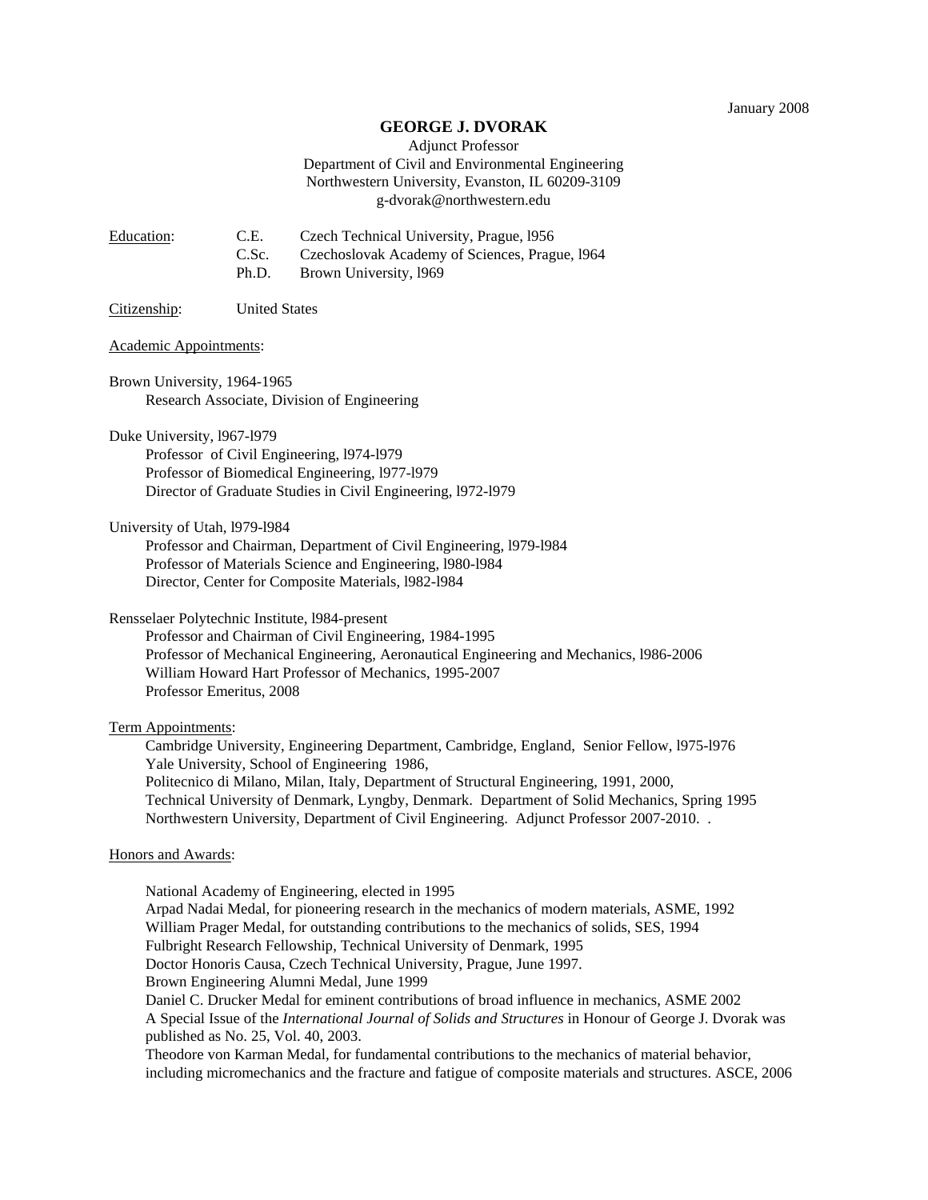January 2008

# GEORGE J. DVORAK

Adjunct Professor
Department of Civil and Environmental Engineering
Northwestern University, Evanston, IL 60209-3109
g-dvorak@northwestern.edu

Education:

- C.E. Czech Technical University, Prague, 1956
- C.Sc. Czechoslovak Academy of Sciences, Prague, 1964
- Ph.D. Brown University, 1969

Citizenship: United States

## Academic Appointments:

Brown University, 1964-1965
- Research Associate, Division of Engineering

Duke University, 1967-1979
- Professor of Civil Engineering, 1974-1979
- Professor of Biomedical Engineering, 1977-1979
- Director of Graduate Studies in Civil Engineering, 1972-1979

University of Utah, 1979-1984
- Professor and Chairman, Department of Civil Engineering, 1979-1984
- Professor of Materials Science and Engineering, 1980-1984
- Director, Center for Composite Materials, 1982-1984

Rensselaer Polytechnic Institute, 1984-present
- Professor and Chairman of Civil Engineering, 1984-1995
- Professor of Mechanical Engineering, Aeronautical Engineering and Mechanics, 1986-2006
- William Howard Hart Professor of Mechanics, 1995-2007
- Professor Emeritus, 2008

## Term Appointments:

- Cambridge University, Engineering Department, Cambridge, England, Senior Fellow, 1975-1976
- Yale University, School of Engineering 1986,
- Politecnico di Milano, Milan, Italy, Department of Structural Engineering, 1991, 2000,
- Technical University of Denmark, Lyngby, Denmark. Department of Solid Mechanics, Spring 1995
- Northwestern University, Department of Civil Engineering. Adjunct Professor 2007-2010. .

## Honors and Awards:

- National Academy of Engineering, elected in 1995
- Arpad Nadai Medal, for pioneering research in the mechanics of modern materials, ASME, 1992
- William Prager Medal, for outstanding contributions to the mechanics of solids, SES, 1994
- Fulbright Research Fellowship, Technical University of Denmark, 1995
- Doctor Honoris Causa, Czech Technical University, Prague, June 1997.
- Brown Engineering Alumni Medal, June 1999
- Daniel C. Drucker Medal for eminent contributions of broad influence in mechanics, ASME 2002
- A Special Issue of the *International Journal of Solids and Structures* in Honour of George J. Dvorak was published as No. 25, Vol. 40, 2003.
- Theodore von Karman Medal, for fundamental contributions to the mechanics of material behavior, including micromechanics and the fracture and fatigue of composite materials and structures. ASCE, 2006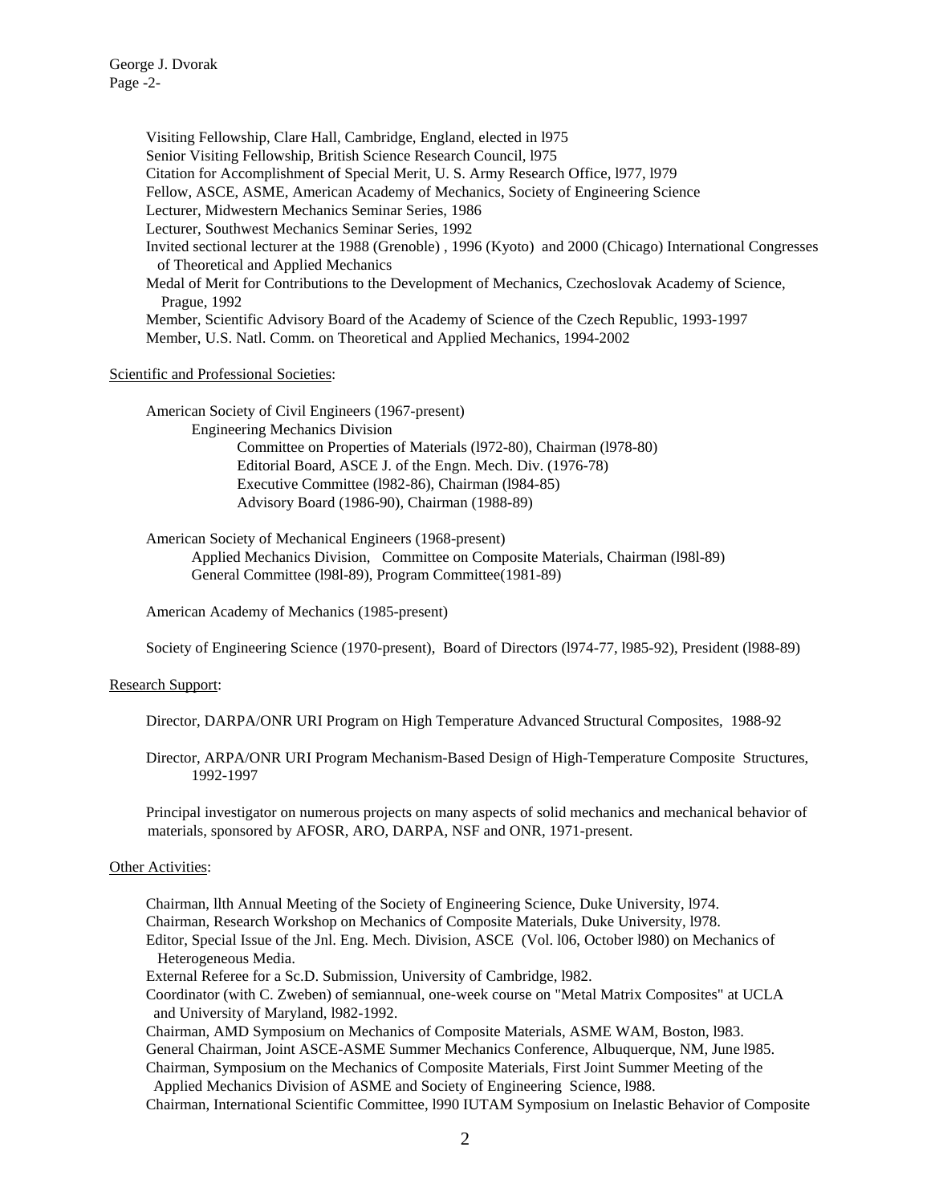Visiting Fellowship, Clare Hall, Cambridge, England, elected in l975
Senior Visiting Fellowship, British Science Research Council, l975
Citation for Accomplishment of Special Merit, U. S. Army Research Office, l977, l979
Fellow, ASCE, ASME, American Academy of Mechanics, Society of Engineering Science
Lecturer, Midwestern Mechanics Seminar Series, 1986
Lecturer, Southwest Mechanics Seminar Series, 1992
Invited sectional lecturer at the 1988 (Grenoble) , 1996 (Kyoto) and 2000 (Chicago) International Congresses of Theoretical and Applied Mechanics
Medal of Merit for Contributions to the Development of Mechanics, Czechoslovak Academy of Science, Prague, 1992
Member, Scientific Advisory Board of the Academy of Science of the Czech Republic, 1993-1997
Member, U.S. Natl. Comm. on Theoretical and Applied Mechanics, 1994-2002

Scientific and Professional Societies:

American Society of Civil Engineers (1967-present)
- Engineering Mechanics Division
  - Committee on Properties of Materials (l972-80), Chairman (l978-80)
  - Editorial Board, ASCE J. of the Engn. Mech. Div. (1976-78)
  - Executive Committee (l982-86), Chairman (l984-85)
  - Advisory Board (1986-90), Chairman (1988-89)

American Society of Mechanical Engineers (1968-present)
- Applied Mechanics Division, Committee on Composite Materials, Chairman (l98l-89)
- General Committee (l98l-89), Program Committee(1981-89)

American Academy of Mechanics (1985-present)

Society of Engineering Science (1970-present), Board of Directors (l974-77, l985-92), President (l988-89)

Research Support:

Director, DARPA/ONR URI Program on High Temperature Advanced Structural Composites, 1988-92

Director, ARPA/ONR URI Program Mechanism-Based Design of High-Temperature Composite Structures, 1992-1997

Principal investigator on numerous projects on many aspects of solid mechanics and mechanical behavior of materials, sponsored by AFOSR, ARO, DARPA, NSF and ONR, 1971-present.

Other Activities:

Chairman, llth Annual Meeting of the Society of Engineering Science, Duke University, l974.
Chairman, Research Workshop on Mechanics of Composite Materials, Duke University, l978.
Editor, Special Issue of the Jnl. Eng. Mech. Division, ASCE (Vol. l06, October l980) on Mechanics of Heterogeneous Media.
External Referee for a Sc.D. Submission, University of Cambridge, l982.
Coordinator (with C. Zweben) of semiannual, one-week course on "Metal Matrix Composites" at UCLA and University of Maryland, l982-1992.
Chairman, AMD Symposium on Mechanics of Composite Materials, ASME WAM, Boston, l983.
General Chairman, Joint ASCE-ASME Summer Mechanics Conference, Albuquerque, NM, June l985.
Chairman, Symposium on the Mechanics of Composite Materials, First Joint Summer Meeting of the Applied Mechanics Division of ASME and Society of Engineering Science, l988.
Chairman, International Scientific Committee, l990 IUTAM Symposium on Inelastic Behavior of Composite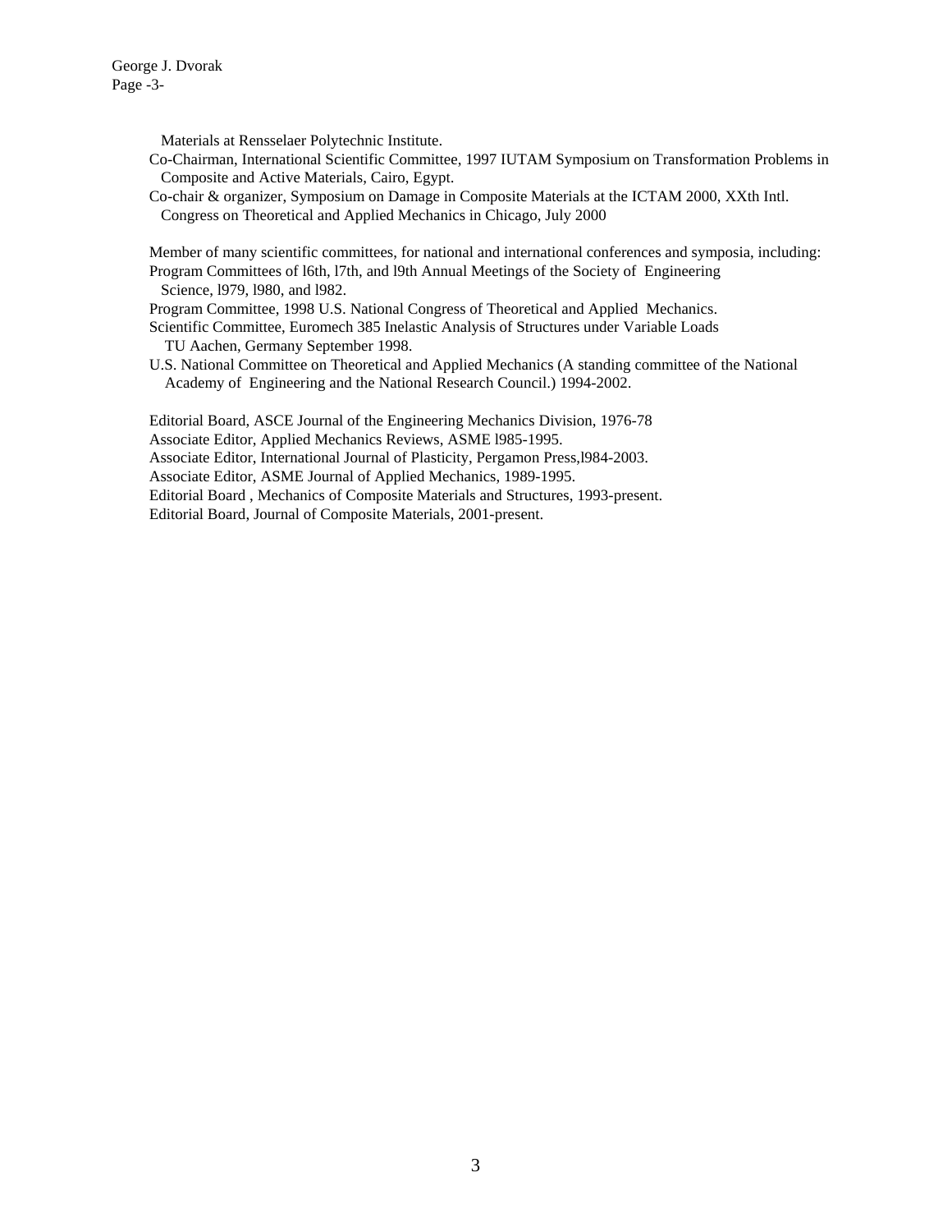Materials at Rensselaer Polytechnic Institute.

Co-Chairman, International Scientific Committee, 1997 IUTAM Symposium on Transformation Problems in Composite and Active Materials, Cairo, Egypt.

Co-chair & organizer, Symposium on Damage in Composite Materials at the ICTAM 2000, XXth Intl. Congress on Theoretical and Applied Mechanics in Chicago, July 2000

Member of many scientific committees, for national and international conferences and symposia, including:

Program Committees of l6th, l7th, and l9th Annual Meetings of the Society of Engineering Science, l979, l980, and l982.

Program Committee, 1998 U.S. National Congress of Theoretical and Applied Mechanics.

Scientific Committee, Euromech 385 Inelastic Analysis of Structures under Variable Loads TU Aachen, Germany September 1998.

U.S. National Committee on Theoretical and Applied Mechanics (A standing committee of the National Academy of Engineering and the National Research Council.) 1994-2002.

Editorial Board, ASCE Journal of the Engineering Mechanics Division, 1976-78

Associate Editor, Applied Mechanics Reviews, ASME l985-1995.

Associate Editor, International Journal of Plasticity, Pergamon Press,l984-2003.

Associate Editor, ASME Journal of Applied Mechanics, 1989-1995.

Editorial Board , Mechanics of Composite Materials and Structures, 1993-present.

Editorial Board, Journal of Composite Materials, 2001-present.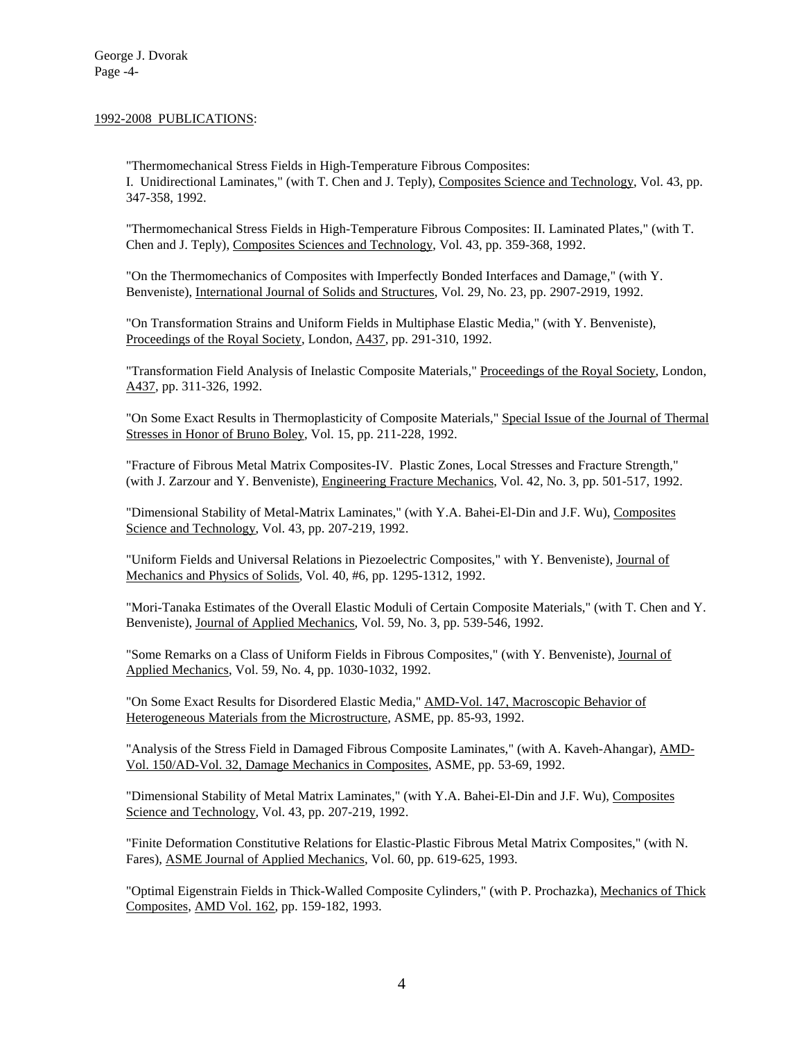1992-2008 PUBLICATIONS:

"Thermomechanical Stress Fields in High-Temperature Fibrous Composites: I. Unidirectional Laminates," (with T. Chen and J. Teply), Composites Science and Technology, Vol. 43, pp. 347-358, 1992.

"Thermomechanical Stress Fields in High-Temperature Fibrous Composites: II. Laminated Plates," (with T. Chen and J. Teply), Composites Sciences and Technology, Vol. 43, pp. 359-368, 1992.

"On the Thermomechanics of Composites with Imperfectly Bonded Interfaces and Damage," (with Y. Benveniste), International Journal of Solids and Structures, Vol. 29, No. 23, pp. 2907-2919, 1992.

"On Transformation Strains and Uniform Fields in Multiphase Elastic Media," (with Y. Benveniste), Proceedings of the Royal Society, London, A437, pp. 291-310, 1992.

"Transformation Field Analysis of Inelastic Composite Materials," Proceedings of the Royal Society, London, A437, pp. 311-326, 1992.

"On Some Exact Results in Thermoplasticity of Composite Materials," Special Issue of the Journal of Thermal Stresses in Honor of Bruno Boley, Vol. 15, pp. 211-228, 1992.

"Fracture of Fibrous Metal Matrix Composites-IV. Plastic Zones, Local Stresses and Fracture Strength," (with J. Zarzour and Y. Benveniste), Engineering Fracture Mechanics, Vol. 42, No. 3, pp. 501-517, 1992.

"Dimensional Stability of Metal-Matrix Laminates," (with Y.A. Bahei-El-Din and J.F. Wu), Composites Science and Technology, Vol. 43, pp. 207-219, 1992.

"Uniform Fields and Universal Relations in Piezoelectric Composites," with Y. Benveniste), Journal of Mechanics and Physics of Solids, Vol. 40, #6, pp. 1295-1312, 1992.

"Mori-Tanaka Estimates of the Overall Elastic Moduli of Certain Composite Materials," (with T. Chen and Y. Benveniste), Journal of Applied Mechanics, Vol. 59, No. 3, pp. 539-546, 1992.

"Some Remarks on a Class of Uniform Fields in Fibrous Composites," (with Y. Benveniste), Journal of Applied Mechanics, Vol. 59, No. 4, pp. 1030-1032, 1992.

"On Some Exact Results for Disordered Elastic Media," AMD-Vol. 147, Macroscopic Behavior of Heterogeneous Materials from the Microstructure, ASME, pp. 85-93, 1992.

"Analysis of the Stress Field in Damaged Fibrous Composite Laminates," (with A. Kaveh-Ahangar), AMD-Vol. 150/AD-Vol. 32, Damage Mechanics in Composites, ASME, pp. 53-69, 1992.

"Dimensional Stability of Metal Matrix Laminates," (with Y.A. Bahei-El-Din and J.F. Wu), Composites Science and Technology, Vol. 43, pp. 207-219, 1992.

"Finite Deformation Constitutive Relations for Elastic-Plastic Fibrous Metal Matrix Composites," (with N. Fares), ASME Journal of Applied Mechanics, Vol. 60, pp. 619-625, 1993.

"Optimal Eigenstrain Fields in Thick-Walled Composite Cylinders," (with P. Prochazka), Mechanics of Thick Composites, AMD Vol. 162, pp. 159-182, 1993.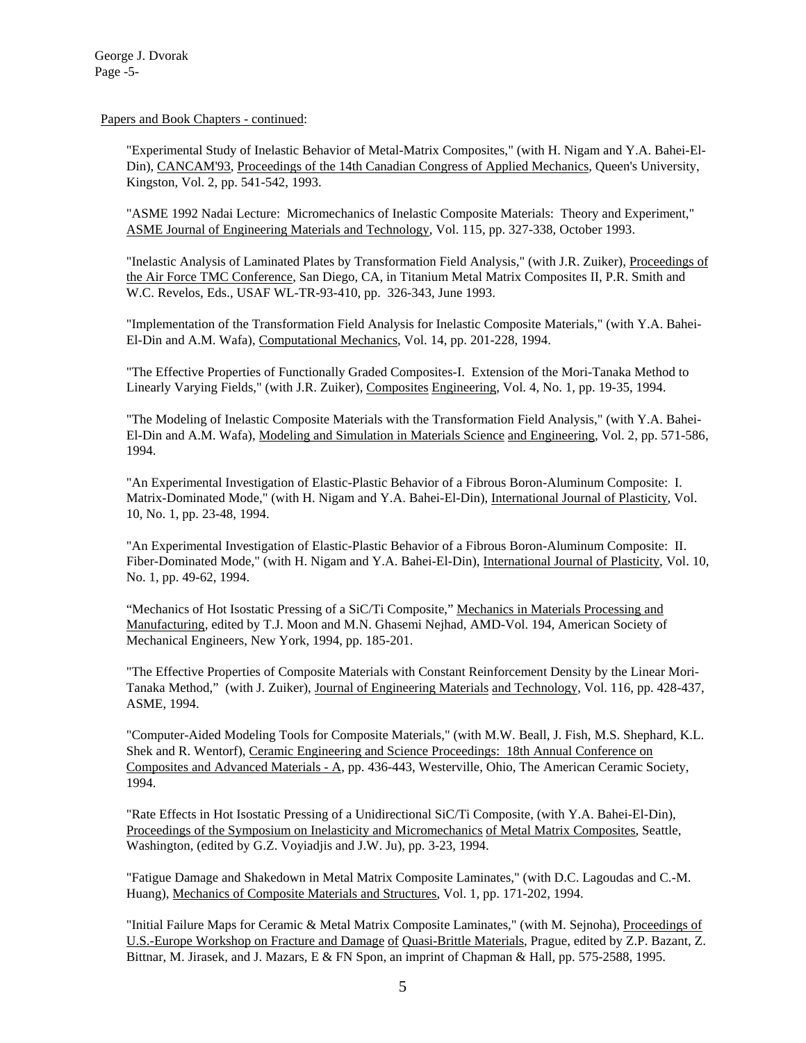Papers and Book Chapters - continued:

"Experimental Study of Inelastic Behavior of Metal-Matrix Composites," (with H. Nigam and Y.A. Bahei-El-Din), CANCAM'93, Proceedings of the 14th Canadian Congress of Applied Mechanics, Queen's University, Kingston, Vol. 2, pp. 541-542, 1993.

"ASME 1992 Nadai Lecture: Micromechanics of Inelastic Composite Materials: Theory and Experiment," ASME Journal of Engineering Materials and Technology, Vol. 115, pp. 327-338, October 1993.

"Inelastic Analysis of Laminated Plates by Transformation Field Analysis," (with J.R. Zuiker), Proceedings of the Air Force TMC Conference, San Diego, CA, in Titanium Metal Matrix Composites II, P.R. Smith and W.C. Revelos, Eds., USAF WL-TR-93-410, pp. 326-343, June 1993.

"Implementation of the Transformation Field Analysis for Inelastic Composite Materials," (with Y.A. Bahei-El-Din and A.M. Wafa), Computational Mechanics, Vol. 14, pp. 201-228, 1994.

"The Effective Properties of Functionally Graded Composites-I. Extension of the Mori-Tanaka Method to Linearly Varying Fields," (with J.R. Zuiker), Composites Engineering, Vol. 4, No. 1, pp. 19-35, 1994.

"The Modeling of Inelastic Composite Materials with the Transformation Field Analysis," (with Y.A. Bahei-El-Din and A.M. Wafa), Modeling and Simulation in Materials Science and Engineering, Vol. 2, pp. 571-586, 1994.

"An Experimental Investigation of Elastic-Plastic Behavior of a Fibrous Boron-Aluminum Composite: I. Matrix-Dominated Mode," (with H. Nigam and Y.A. Bahei-El-Din), International Journal of Plasticity, Vol. 10, No. 1, pp. 23-48, 1994.

"An Experimental Investigation of Elastic-Plastic Behavior of a Fibrous Boron-Aluminum Composite: II. Fiber-Dominated Mode," (with H. Nigam and Y.A. Bahei-El-Din), International Journal of Plasticity, Vol. 10, No. 1, pp. 49-62, 1994.

"Mechanics of Hot Isostatic Pressing of a SiC/Ti Composite," Mechanics in Materials Processing and Manufacturing, edited by T.J. Moon and M.N. Ghasemi Nejhad, AMD-Vol. 194, American Society of Mechanical Engineers, New York, 1994, pp. 185-201.

"The Effective Properties of Composite Materials with Constant Reinforcement Density by the Linear Mori-Tanaka Method," (with J. Zuiker), Journal of Engineering Materials and Technology, Vol. 116, pp. 428-437, ASME, 1994.

"Computer-Aided Modeling Tools for Composite Materials," (with M.W. Beall, J. Fish, M.S. Shephard, K.L. Shek and R. Wentorf), Ceramic Engineering and Science Proceedings: 18th Annual Conference on Composites and Advanced Materials - A, pp. 436-443, Westerville, Ohio, The American Ceramic Society, 1994.

"Rate Effects in Hot Isostatic Pressing of a Unidirectional SiC/Ti Composite, (with Y.A. Bahei-El-Din), Proceedings of the Symposium on Inelasticity and Micromechanics of Metal Matrix Composites, Seattle, Washington, (edited by G.Z. Voyiadjis and J.W. Ju), pp. 3-23, 1994.

"Fatigue Damage and Shakedown in Metal Matrix Composite Laminates," (with D.C. Lagoudas and C.-M. Huang), Mechanics of Composite Materials and Structures, Vol. 1, pp. 171-202, 1994.

"Initial Failure Maps for Ceramic & Metal Matrix Composite Laminates," (with M. Sejnoha), Proceedings of U.S.-Europe Workshop on Fracture and Damage of Quasi-Brittle Materials, Prague, edited by Z.P. Bazant, Z. Bittnar, M. Jirasek, and J. Mazars, E & FN Spon, an imprint of Chapman & Hall, pp. 575-2588, 1995.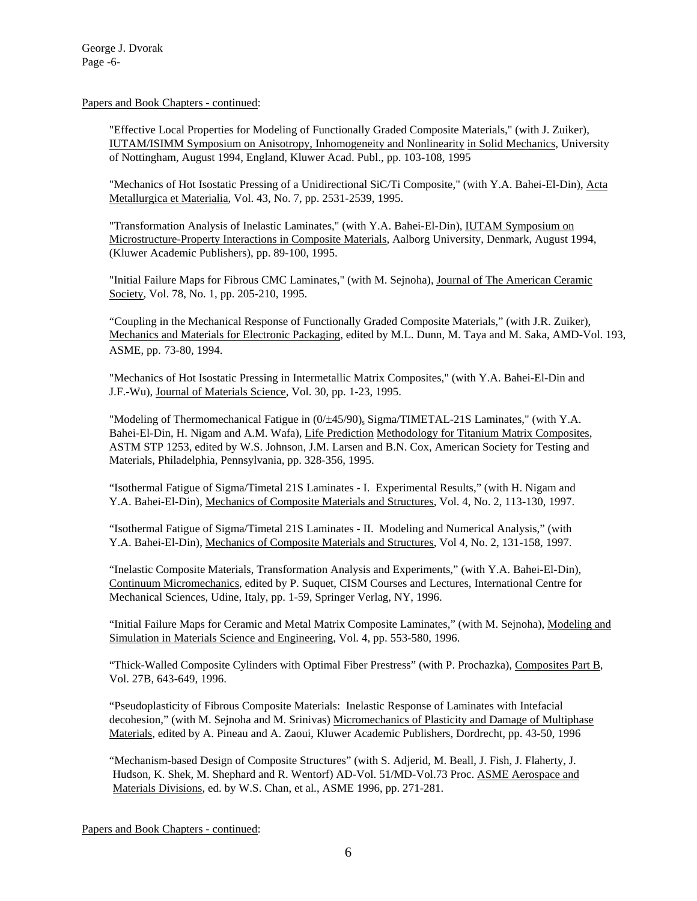Papers and Book Chapters - continued:

"Effective Local Properties for Modeling of Functionally Graded Composite Materials," (with J. Zuiker), IUTAM/ISIMM Symposium on Anisotropy, Inhomogeneity and Nonlinearity in Solid Mechanics, University of Nottingham, August 1994, England, Kluwer Acad. Publ., pp. 103-108, 1995

"Mechanics of Hot Isostatic Pressing of a Unidirectional SiC/Ti Composite," (with Y.A. Bahei-El-Din), Acta Metallurgica et Materialia, Vol. 43, No. 7, pp. 2531-2539, 1995.

"Transformation Analysis of Inelastic Laminates," (with Y.A. Bahei-El-Din), IUTAM Symposium on Microstructure-Property Interactions in Composite Materials, Aalborg University, Denmark, August 1994, (Kluwer Academic Publishers), pp. 89-100, 1995.

"Initial Failure Maps for Fibrous CMC Laminates," (with M. Sejnoha), Journal of The American Ceramic Society, Vol. 78, No. 1, pp. 205-210, 1995.

"Coupling in the Mechanical Response of Functionally Graded Composite Materials," (with J.R. Zuiker), Mechanics and Materials for Electronic Packaging, edited by M.L. Dunn, M. Taya and M. Saka, AMD-Vol. 193, ASME, pp. 73-80, 1994.

"Mechanics of Hot Isostatic Pressing in Intermetallic Matrix Composites," (with Y.A. Bahei-El-Din and J.F.-Wu), Journal of Materials Science, Vol. 30, pp. 1-23, 1995.

"Modeling of Thermomechanical Fatigue in $(0/\pm45/90)_s$ Sigma/TIMETAL-21S Laminates," (with Y.A. Bahei-El-Din, H. Nigam and A.M. Wafa), Life Prediction Methodology for Titanium Matrix Composites, ASTM STP 1253, edited by W.S. Johnson, J.M. Larsen and B.N. Cox, American Society for Testing and Materials, Philadelphia, Pennsylvania, pp. 328-356, 1995.

"Isothermal Fatigue of Sigma/Timetal 21S Laminates - I. Experimental Results," (with H. Nigam and Y.A. Bahei-El-Din), Mechanics of Composite Materials and Structures, Vol. 4, No. 2, 113-130, 1997.

"Isothermal Fatigue of Sigma/Timetal 21S Laminates - II. Modeling and Numerical Analysis," (with Y.A. Bahei-El-Din), Mechanics of Composite Materials and Structures, Vol 4, No. 2, 131-158, 1997.

"Inelastic Composite Materials, Transformation Analysis and Experiments," (with Y.A. Bahei-El-Din), Continuum Micromechanics, edited by P. Suquet, CISM Courses and Lectures, International Centre for Mechanical Sciences, Udine, Italy, pp. 1-59, Springer Verlag, NY, 1996.

"Initial Failure Maps for Ceramic and Metal Matrix Composite Laminates," (with M. Sejnoha), Modeling and Simulation in Materials Science and Engineering, Vol. 4, pp. 553-580, 1996.

"Thick-Walled Composite Cylinders with Optimal Fiber Prestress" (with P. Prochazka), Composites Part B, Vol. 27B, 643-649, 1996.

"Pseudoplasticity of Fibrous Composite Materials: Inelastic Response of Laminates with Intefacial decohesion," (with M. Sejnoha and M. Srinivas) Micromechanics of Plasticity and Damage of Multiphase Materials, edited by A. Pineau and A. Zaoui, Kluwer Academic Publishers, Dordrecht, pp. 43-50, 1996

"Mechanism-based Design of Composite Structures" (with S. Adjerid, M. Beall, J. Fish, J. Flaherty, J. Hudson, K. Shek, M. Shephard and R. Wentorf) AD-Vol. 51/MD-Vol.73 Proc. ASME Aerospace and Materials Divisions, ed. by W.S. Chan, et al., ASME 1996, pp. 271-281.

Papers and Book Chapters - continued: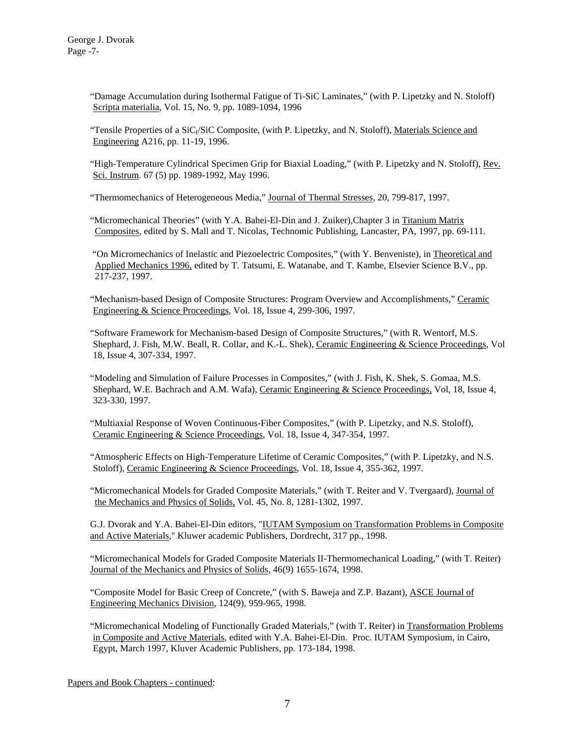"Damage Accumulation during Isothermal Fatigue of Ti-SiC Laminates," (with P. Lipetzky and N. Stoloff) Scripta materialia, Vol. 15, No. 9, pp. 1089-1094, 1996

"Tensile Properties of a $SiC_f$/SiC Composite, (with P. Lipetzky, and N. Stoloff), Materials Science and Engineering A216, pp. 11-19, 1996.

"High-Temperature Cylindrical Specimen Grip for Biaxial Loading," (with P. Lipetzky and N. Stoloff), Rev. Sci. Instrum. 67 (5) pp. 1989-1992, May 1996.

"Thermomechanics of Heterogeneous Media," Journal of Thermal Stresses, 20, 799-817, 1997.

"Micromechanical Theories" (with Y.A. Bahei-El-Din and J. Zuiker),Chapter 3 in Titanium Matrix Composites, edited by S. Mall and T. Nicolas, Technomic Publishing, Lancaster, PA, 1997, pp. 69-111.

"On Micromechanics of Inelastic and Piezoelectric Composites," (with Y. Benveniste), in Theoretical and Applied Mechanics 1996, edited by T. Tatsumi, E. Watanabe, and T. Kambe, Elsevier Science B.V., pp. 217-237, 1997.

"Mechanism-based Design of Composite Structures: Program Overview and Accomplishments," Ceramic Engineering & Science Proceedings, Vol. 18, Issue 4, 299-306, 1997.

"Software Framework for Mechanism-based Design of Composite Structures," (with R. Wentorf, M.S. Shephard, J. Fish, M.W. Beall, R. Collar, and K.-L. Shek), Ceramic Engineering & Science Proceedings, Vol 18, Issue 4, 307-334, 1997.

"Modeling and Simulation of Failure Processes in Composites," (with J. Fish, K. Shek, S. Gomaa, M.S. Shephard, W.E. Bachrach and A.M. Wafa), Ceramic Engineering & Science Proceedings, Vol, 18, Issue 4, 323-330, 1997.

"Multiaxial Response of Woven Continuous-Fiber Composites," (with P. Lipetzky, and N.S. Stoloff), Ceramic Engineering & Science Proceedings, Vol. 18, Issue 4, 347-354, 1997.

"Atmospheric Effects on High-Temperature Lifetime of Ceramic Composites," (with P. Lipetzky, and N.S. Stoloff), Ceramic Engineering & Science Proceedings, Vol. 18, Issue 4, 355-362, 1997.

"Micromechanical Models for Graded Composite Materials," (with T. Reiter and V. Tvergaard), Journal of the Mechanics and Physics of Solids, Vol. 45, No. 8, 1281-1302, 1997.

G.J. Dvorak and Y.A. Bahei-El-Din editors, "IUTAM Symposium on Transformation Problems in Composite and Active Materials," Kluwer academic Publishers, Dordrecht, 317 pp., 1998.

"Micromechanical Models for Graded Composite Materials II-Thermomechanical Loading," (with T. Reiter) Journal of the Mechanics and Physics of Solids, 46(9) 1655-1674, 1998.

"Composite Model for Basic Creep of Concrete," (with S. Baweja and Z.P. Bazant), ASCE Journal of Engineering Mechanics Division, 124(9), 959-965, 1998.

"Micromechanical Modeling of Functionally Graded Materials," (with T. Reiter) in Transformation Problems in Composite and Active Materials, edited with Y.A. Bahei-El-Din. Proc. IUTAM Symposium, in Cairo, Egypt, March 1997, Kluver Academic Publishers, pp. 173-184, 1998.

Papers and Book Chapters - continued: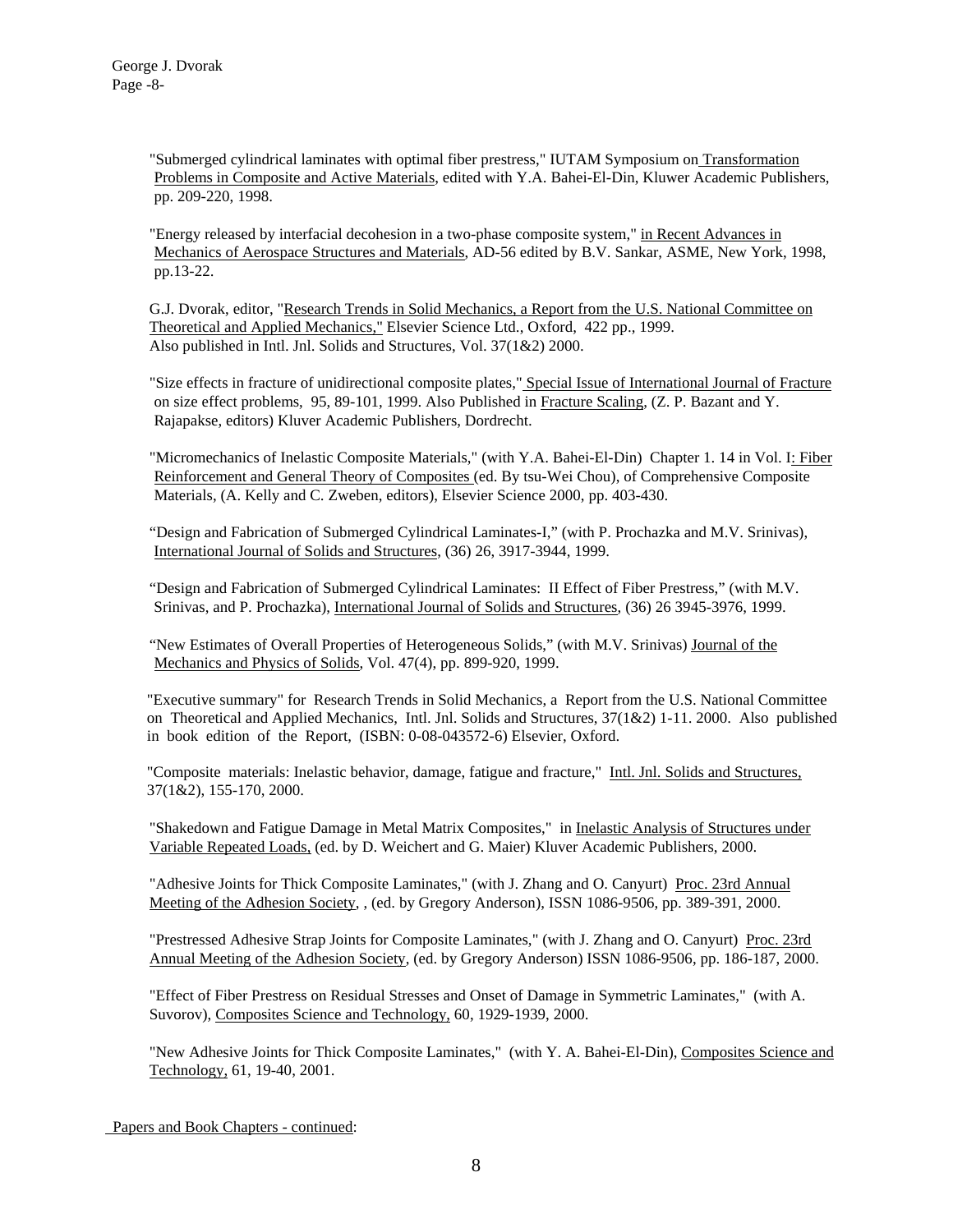"Submerged cylindrical laminates with optimal fiber prestress," IUTAM Symposium on Transformation Problems in Composite and Active Materials, edited with Y.A. Bahei-El-Din, Kluwer Academic Publishers, pp. 209-220, 1998.

"Energy released by interfacial decohesion in a two-phase composite system," in Recent Advances in Mechanics of Aerospace Structures and Materials, AD-56 edited by B.V. Sankar, ASME, New York, 1998, pp.13-22.

G.J. Dvorak, editor, "Research Trends in Solid Mechanics, a Report from the U.S. National Committee on Theoretical and Applied Mechanics," Elsevier Science Ltd., Oxford, 422 pp., 1999. Also published in Intl. Jnl. Solids and Structures, Vol. 37(1&2) 2000.

"Size effects in fracture of unidirectional composite plates," Special Issue of International Journal of Fracture on size effect problems, 95, 89-101, 1999. Also Published in Fracture Scaling, (Z. P. Bazant and Y. Rajapakse, editors) Kluver Academic Publishers, Dordrecht.

"Micromechanics of Inelastic Composite Materials," (with Y.A. Bahei-El-Din) Chapter 1. 14 in Vol. I: Fiber Reinforcement and General Theory of Composites (ed. By tsu-Wei Chou), of Comprehensive Composite Materials, (A. Kelly and C. Zweben, editors), Elsevier Science 2000, pp. 403-430.

"Design and Fabrication of Submerged Cylindrical Laminates-I," (with P. Prochazka and M.V. Srinivas), International Journal of Solids and Structures, (36) 26, 3917-3944, 1999.

"Design and Fabrication of Submerged Cylindrical Laminates: II Effect of Fiber Prestress," (with M.V. Srinivas, and P. Prochazka), International Journal of Solids and Structures, (36) 26 3945-3976, 1999.

"New Estimates of Overall Properties of Heterogeneous Solids," (with M.V. Srinivas) Journal of the Mechanics and Physics of Solids, Vol. 47(4), pp. 899-920, 1999.

"Executive summary" for Research Trends in Solid Mechanics, a Report from the U.S. National Committee on Theoretical and Applied Mechanics, Intl. Jnl. Solids and Structures, 37(1&2) 1-11. 2000. Also published in book edition of the Report, (ISBN: 0-08-043572-6) Elsevier, Oxford.

"Composite materials: Inelastic behavior, damage, fatigue and fracture," Intl. Jnl. Solids and Structures, 37(1&2), 155-170, 2000.

"Shakedown and Fatigue Damage in Metal Matrix Composites," in Inelastic Analysis of Structures under Variable Repeated Loads, (ed. by D. Weichert and G. Maier) Kluver Academic Publishers, 2000.

"Adhesive Joints for Thick Composite Laminates," (with J. Zhang and O. Canyurt) Proc. 23rd Annual Meeting of the Adhesion Society, , (ed. by Gregory Anderson), ISSN 1086-9506, pp. 389-391, 2000.

"Prestressed Adhesive Strap Joints for Composite Laminates," (with J. Zhang and O. Canyurt) Proc. 23rd Annual Meeting of the Adhesion Society, (ed. by Gregory Anderson) ISSN 1086-9506, pp. 186-187, 2000.

"Effect of Fiber Prestress on Residual Stresses and Onset of Damage in Symmetric Laminates," (with A. Suvorov), Composites Science and Technology, 60, 1929-1939, 2000.

"New Adhesive Joints for Thick Composite Laminates," (with Y. A. Bahei-El-Din), Composites Science and Technology, 61, 19-40, 2001.

Papers and Book Chapters - continued: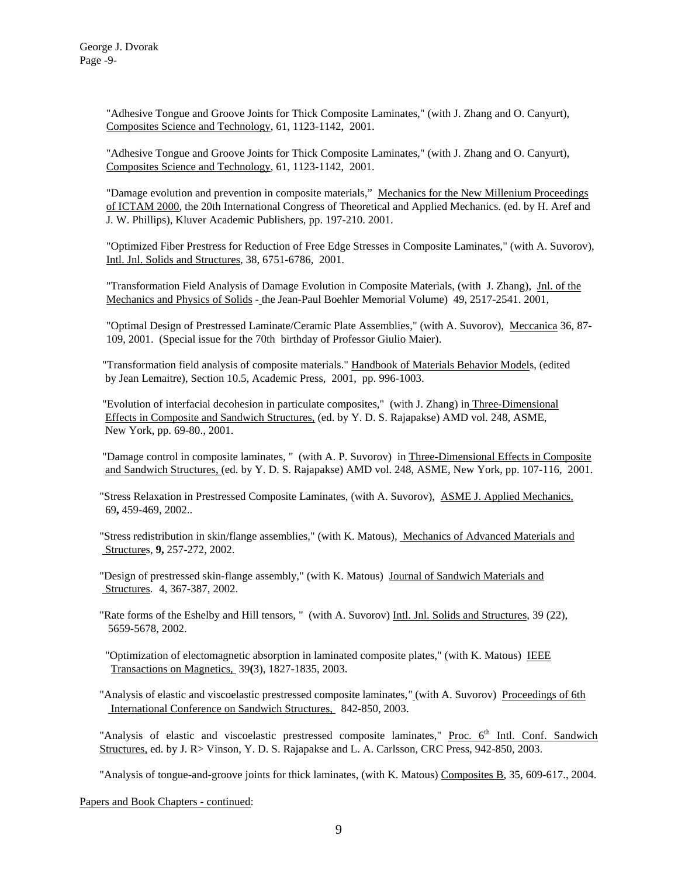"Adhesive Tongue and Groove Joints for Thick Composite Laminates," (with J. Zhang and O. Canyurt), Composites Science and Technology, 61, 1123-1142, 2001.

"Adhesive Tongue and Groove Joints for Thick Composite Laminates," (with J. Zhang and O. Canyurt), Composites Science and Technology, 61, 1123-1142, 2001.

"Damage evolution and prevention in composite materials," Mechanics for the New Millenium Proceedings of ICTAM 2000, the 20th International Congress of Theoretical and Applied Mechanics. (ed. by H. Aref and J. W. Phillips), Kluver Academic Publishers, pp. 197-210. 2001.

"Optimized Fiber Prestress for Reduction of Free Edge Stresses in Composite Laminates," (with A. Suvorov), Intl. Jnl. Solids and Structures, 38, 6751-6786, 2001.

"Transformation Field Analysis of Damage Evolution in Composite Materials, (with J. Zhang), Jnl. of the Mechanics and Physics of Solids - the Jean-Paul Boehler Memorial Volume) 49, 2517-2541. 2001,

"Optimal Design of Prestressed Laminate/Ceramic Plate Assemblies," (with A. Suvorov), Meccanica 36, 87-109, 2001. (Special issue for the 70th birthday of Professor Giulio Maier).

"Transformation field analysis of composite materials." Handbook of Materials Behavior Models, (edited by Jean Lemaitre), Section 10.5, Academic Press, 2001, pp. 996-1003.

"Evolution of interfacial decohesion in particulate composites," (with J. Zhang) in Three-Dimensional Effects in Composite and Sandwich Structures, (ed. by Y. D. S. Rajapakse) AMD vol. 248, ASME, New York, pp. 69-80., 2001.

"Damage control in composite laminates, " (with A. P. Suvorov) in Three-Dimensional Effects in Composite and Sandwich Structures, (ed. by Y. D. S. Rajapakse) AMD vol. 248, ASME, New York, pp. 107-116, 2001.

"Stress Relaxation in Prestressed Composite Laminates, (with A. Suvorov), ASME J. Applied Mechanics, 69**,** 459-469, 2002..

"Stress redistribution in skin/flange assemblies," (with K. Matous), Mechanics of Advanced Materials and Structures, **9,** 257-272, 2002.

"Design of prestressed skin-flange assembly," (with K. Matous) Journal of Sandwich Materials and Structures. 4, 367-387, 2002.

"Rate forms of the Eshelby and Hill tensors, " (with A. Suvorov) Intl. Jnl. Solids and Structures, 39 (22), 5659-5678, 2002.

"Optimization of electomagnetic absorption in laminated composite plates," (with K. Matous) IEEE Transactions on Magnetics, 39**(**3), 1827-1835, 2003.

"Analysis of elastic and viscoelastic prestressed composite laminates," (with A. Suvorov) Proceedings of 6th International Conference on Sandwich Structures, 842-850, 2003.

"Analysis of elastic and viscoelastic prestressed composite laminates," Proc. 6th Intl. Conf. Sandwich Structures, ed. by J. R> Vinson, Y. D. S. Rajapakse and L. A. Carlsson, CRC Press, 942-850, 2003.

"Analysis of tongue-and-groove joints for thick laminates, (with K. Matous) Composites B, 35, 609-617., 2004.

Papers and Book Chapters - continued: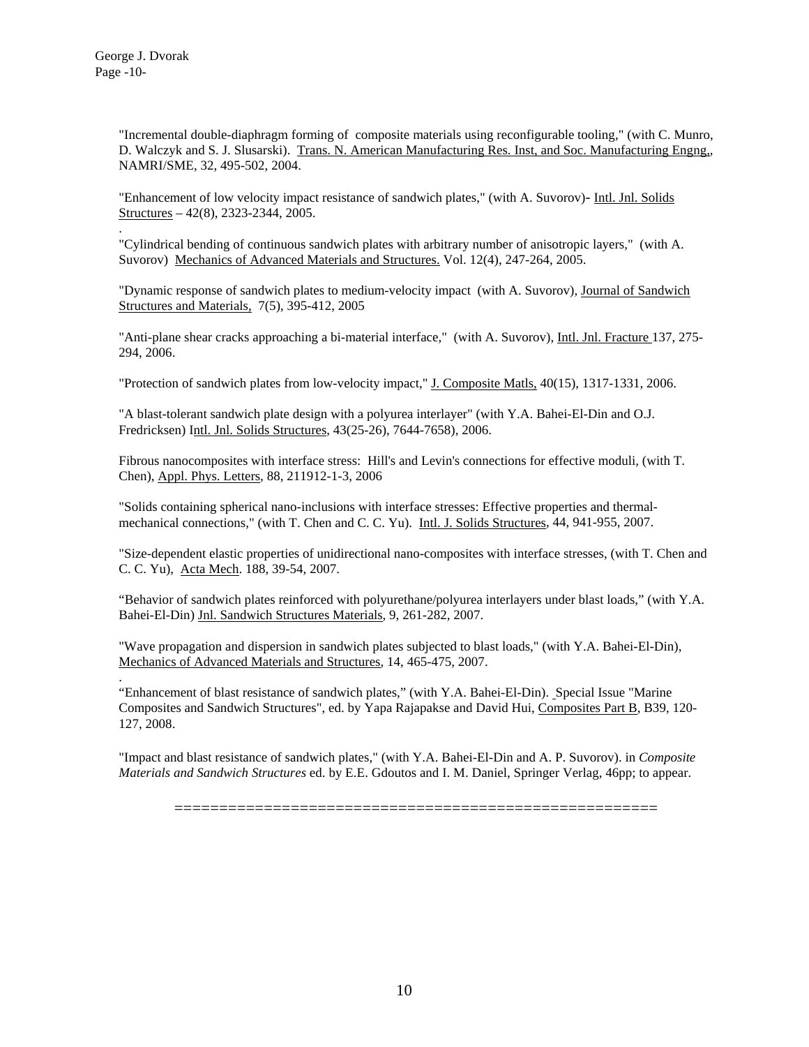"Incremental double-diaphragm forming of composite materials using reconfigurable tooling," (with C. Munro, D. Walczyk and S. J. Slusarski). Trans. N. American Manufacturing Res. Inst. and Soc. Manufacturing Engng,, NAMRI/SME, 32, 495-502, 2004.

"Enhancement of low velocity impact resistance of sandwich plates," (with A. Suvorov)- Intl. Jnl. Solids Structures – 42(8), 2323-2344, 2005.

.
"Cylindrical bending of continuous sandwich plates with arbitrary number of anisotropic layers," (with A. Suvorov) Mechanics of Advanced Materials and Structures. Vol. 12(4), 247-264, 2005.

"Dynamic response of sandwich plates to medium-velocity impact (with A. Suvorov), Journal of Sandwich Structures and Materials, 7(5), 395-412, 2005

"Anti-plane shear cracks approaching a bi-material interface," (with A. Suvorov), Intl. Jnl. Fracture 137, 275-294, 2006.

"Protection of sandwich plates from low-velocity impact," J. Composite Matls, 40(15), 1317-1331, 2006.

"A blast-tolerant sandwich plate design with a polyurea interlayer" (with Y.A. Bahei-El-Din and O.J. Fredricksen) Intl. Jnl. Solids Structures, 43(25-26), 7644-7658), 2006.

Fibrous nanocomposites with interface stress: Hill's and Levin's connections for effective moduli, (with T. Chen), Appl. Phys. Letters, 88, 211912-1-3, 2006

"Solids containing spherical nano-inclusions with interface stresses: Effective properties and thermal-mechanical connections," (with T. Chen and C. C. Yu). Intl. J. Solids Structures, 44, 941-955, 2007.

"Size-dependent elastic properties of unidirectional nano-composites with interface stresses, (with T. Chen and C. C. Yu), Acta Mech. 188, 39-54, 2007.

"Behavior of sandwich plates reinforced with polyurethane/polyurea interlayers under blast loads," (with Y.A. Bahei-El-Din) Jnl. Sandwich Structures Materials, 9, 261-282, 2007.

"Wave propagation and dispersion in sandwich plates subjected to blast loads," (with Y.A. Bahei-El-Din), Mechanics of Advanced Materials and Structures, 14, 465-475, 2007.

.
"Enhancement of blast resistance of sandwich plates," (with Y.A. Bahei-El-Din). Special Issue "Marine Composites and Sandwich Structures", ed. by Yapa Rajapakse and David Hui, Composites Part B, B39, 120-127, 2008.

"Impact and blast resistance of sandwich plates," (with Y.A. Bahei-El-Din and A. P. Suvorov). in *Composite Materials and Sandwich Structures* ed. by E.E. Gdoutos and I. M. Daniel, Springer Verlag, 46pp; to appear.

=====================================================